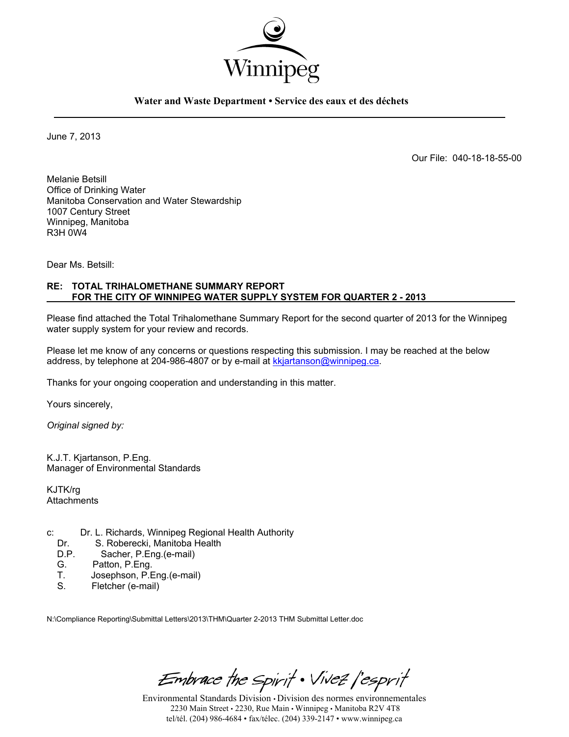Winnipeg

**Water and Waste Department • Service des eaux et des déchets**

June 7, 2013

Our File: 040-18-18-55-00

Melanie Betsill
Office of Drinking Water
Manitoba Conservation and Water Stewardship
1007 Century Street
Winnipeg, Manitoba
R3H 0W4

Dear Ms. Betsill:

**RE: TOTAL TRIHALOMETHANE SUMMARY REPORT FOR THE CITY OF WINNIPEG WATER SUPPLY SYSTEM FOR QUARTER 2 - 2013**

Please find attached the Total Trihalomethane Summary Report for the second quarter of 2013 for the Winnipeg water supply system for your review and records.

Please let me know of any concerns or questions respecting this submission. I may be reached at the below address, by telephone at 204-986-4807 or by e-mail at kkjartanson@winnipeg.ca.

Thanks for your ongoing cooperation and understanding in this matter.

Yours sincerely,

*Original signed by:*

K.J.T. Kjartanson, P.Eng.
Manager of Environmental Standards

KJTK/rg
Attachments

c: Dr. L. Richards, Winnipeg Regional Health Authority
Dr. S. Roberecki, Manitoba Health
D.P. Sacher, P.Eng.(e-mail)
G. Patton, P.Eng.
T. Josephson, P.Eng.(e-mail)
S. Fletcher (e-mail)

N:\Compliance Reporting\Submittal Letters\2013\THM\Quarter 2-2013 THM Submittal Letter.doc

*Embrace the Spirit • Vivez l'esprit*

Environmental Standards Division • Division des normes environnementales
2230 Main Street • 2230, Rue Main • Winnipeg • Manitoba R2V 4T8
tel/tél. (204) 986-4684 • fax/télec. (204) 339-2147 • www.winnipeg.ca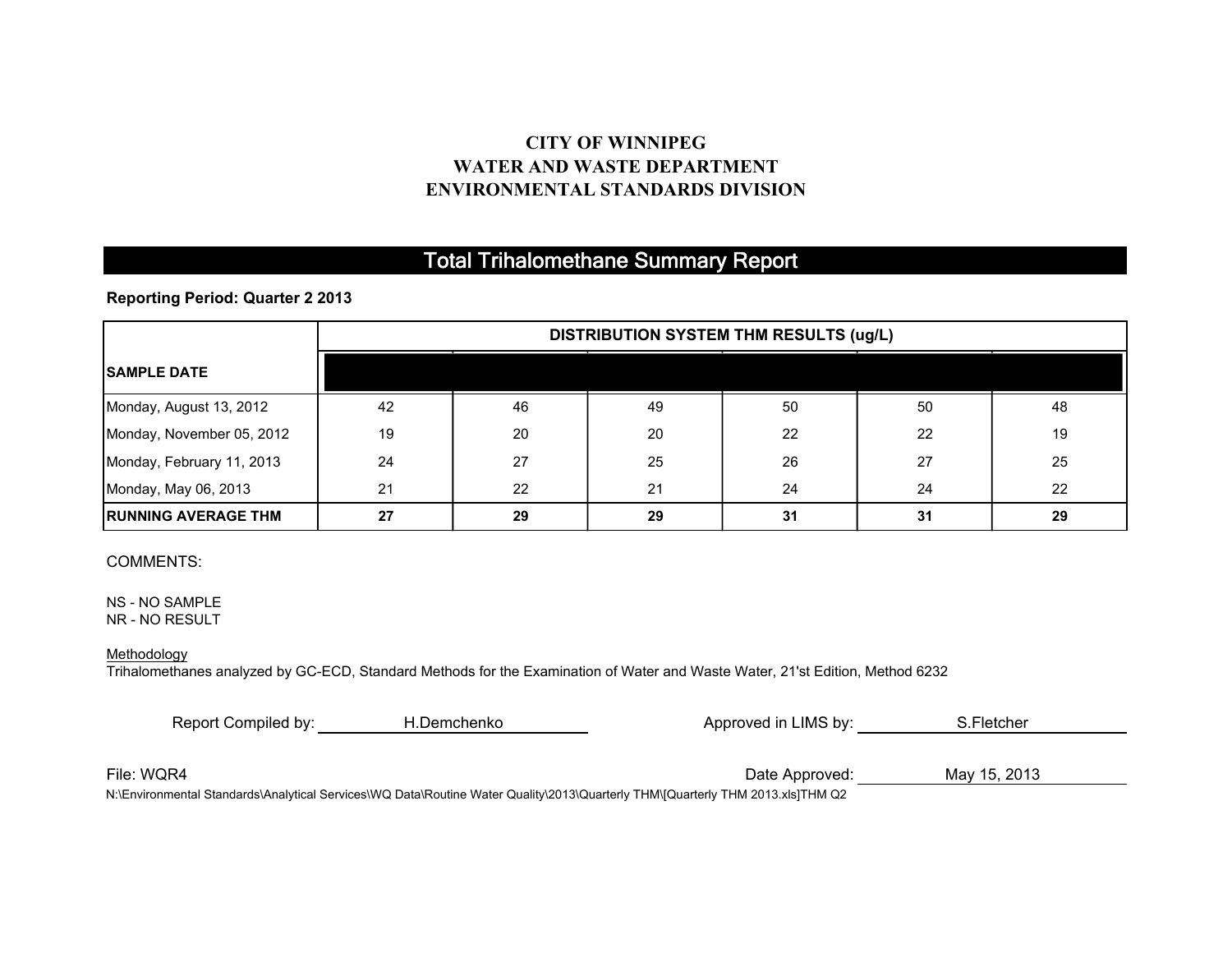# CITY OF WINNIPEG
# WATER AND WASTE DEPARTMENT
# ENVIRONMENTAL STANDARDS DIVISION

## Total Trihalomethane Summary Report

**Reporting Period: Quarter 2 2013**

| SAMPLE DATE | DISTRIBUTION SYSTEM THM RESULTS (ug/L) | | | | | |
|---|---|---|---|---|---|---|
| | | | | | | |
| Monday, August 13, 2012 | 42 | 46 | 49 | 50 | 50 | 48 |
| Monday, November 05, 2012 | 19 | 20 | 20 | 22 | 22 | 19 |
| Monday, February 11, 2013 | 24 | 27 | 25 | 26 | 27 | 25 |
| Monday, May 06, 2013 | 21 | 22 | 21 | 24 | 24 | 22 |
| **RUNNING AVERAGE THM** | **27** | **29** | **29** | **31** | **31** | **29** |

COMMENTS:

NS - NO SAMPLE
NR - NO RESULT

Methodology
Trihalomethanes analyzed by GC-ECD, Standard Methods for the Examination of Water and Waste Water, 21'st Edition, Method 6232

Report Compiled by: H.Demchenko

Approved in LIMS by: S.Fletcher

File: WQR4

Date Approved: May 15, 2013

N:\Environmental Standards\Analytical Services\WQ Data\Routine Water Quality\2013\Quarterly THM\[Quarterly THM 2013.xls]THM Q2